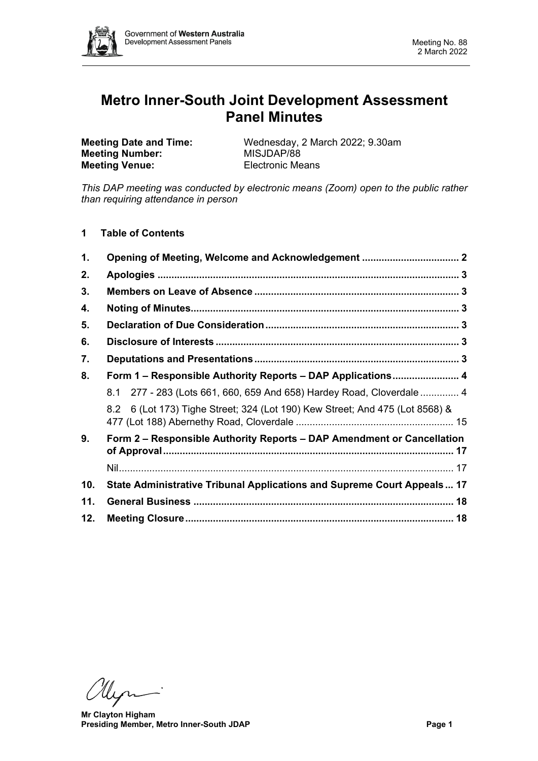# Metro Inner-South Joint Development Assessment Panel Minutes

**Meeting Date and Time:** Wednesday, 2 March 2022; 9.30am
**Meeting Number:** MISJDAP/88
**Meeting Venue:** Electronic Means

*This DAP meeting was conducted by electronic means (Zoom) open to the public rather than requiring attendance in person*

## 1 Table of Contents

| | | |
|---|---|---|
| **1.** | **Opening of Meeting, Welcome and Acknowledgement** | **2** |
| **2.** | **Apologies** | **3** |
| **3.** | **Members on Leave of Absence** | **3** |
| **4.** | **Noting of Minutes** | **3** |
| **5.** | **Declaration of Due Consideration** | **3** |
| **6.** | **Disclosure of Interests** | **3** |
| **7.** | **Deputations and Presentations** | **3** |
| **8.** | **Form 1 – Responsible Authority Reports – DAP Applications** | **4** |
| | 8.1 277 - 283 (Lots 661, 660, 659 And 658) Hardey Road, Cloverdale | 4 |
| | 8.2 6 (Lot 173) Tighe Street; 324 (Lot 190) Kew Street; And 475 (Lot 8568) & 477 (Lot 188) Abernethy Road, Cloverdale | 15 |
| **9.** | **Form 2 – Responsible Authority Reports – DAP Amendment or Cancellation of Approval** | **17** |
| | Nil | 17 |
| **10.** | **State Administrative Tribunal Applications and Supreme Court Appeals** | **17** |
| **11.** | **General Business** | **18** |
| **12.** | **Meeting Closure** | **18** |

**Mr Clayton Higham**
**Presiding Member, Metro Inner-South JDAP**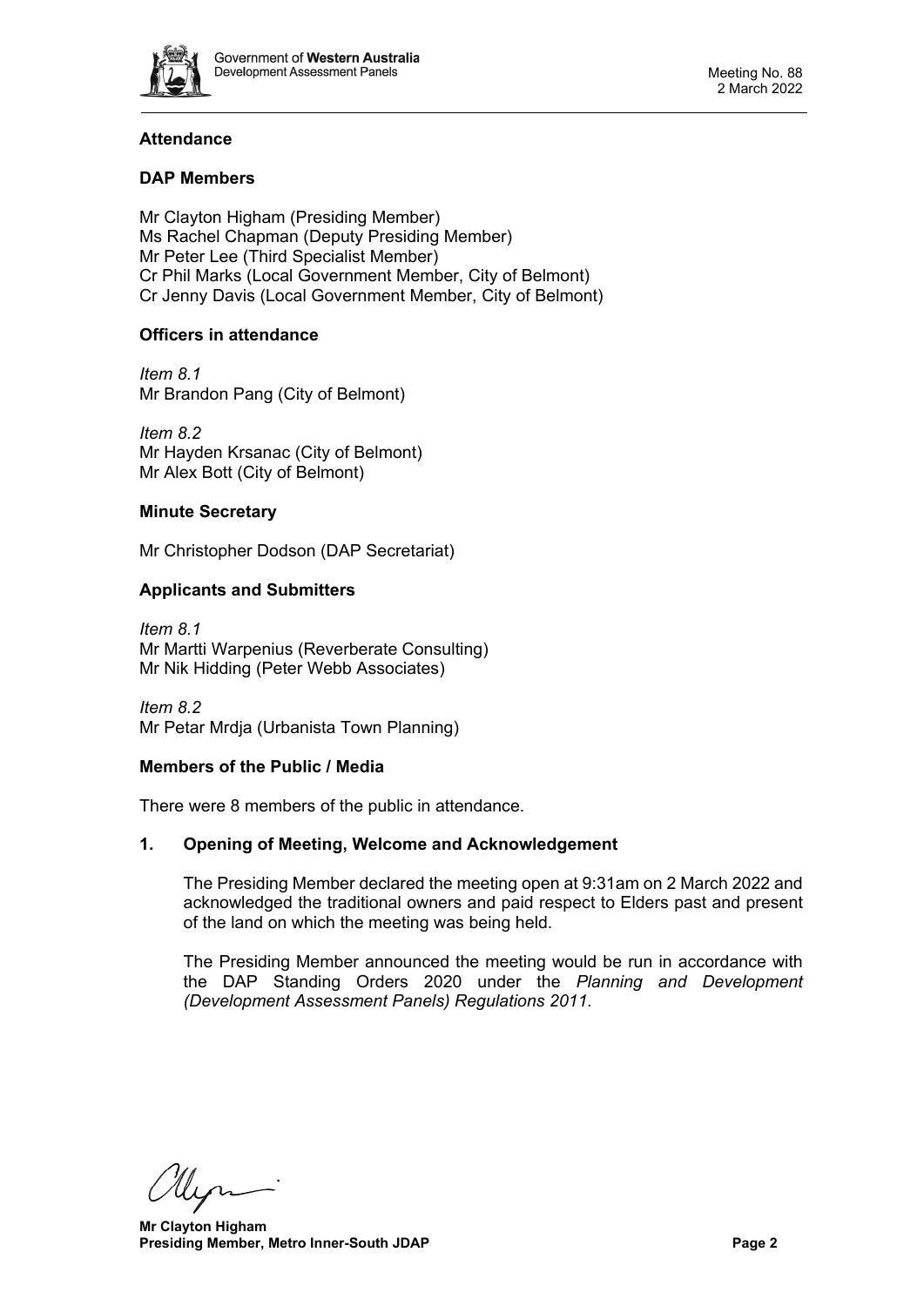## Attendance

### DAP Members

Mr Clayton Higham (Presiding Member)
Ms Rachel Chapman (Deputy Presiding Member)
Mr Peter Lee (Third Specialist Member)
Cr Phil Marks (Local Government Member, City of Belmont)
Cr Jenny Davis (Local Government Member, City of Belmont)

### Officers in attendance

*Item 8.1*
Mr Brandon Pang (City of Belmont)

*Item 8.2*
Mr Hayden Krsanac (City of Belmont)
Mr Alex Bott (City of Belmont)

### Minute Secretary

Mr Christopher Dodson (DAP Secretariat)

### Applicants and Submitters

*Item 8.1*
Mr Martti Warpenius (Reverberate Consulting)
Mr Nik Hidding (Peter Webb Associates)

*Item 8.2*
Mr Petar Mrdja (Urbanista Town Planning)

### Members of the Public / Media

There were 8 members of the public in attendance.

## 1. Opening of Meeting, Welcome and Acknowledgement

The Presiding Member declared the meeting open at 9:31am on 2 March 2022 and acknowledged the traditional owners and paid respect to Elders past and present of the land on which the meeting was being held.

The Presiding Member announced the meeting would be run in accordance with the DAP Standing Orders 2020 under the *Planning and Development (Development Assessment Panels) Regulations 2011*.

**Mr Clayton Higham**
**Presiding Member, Metro Inner-South JDAP**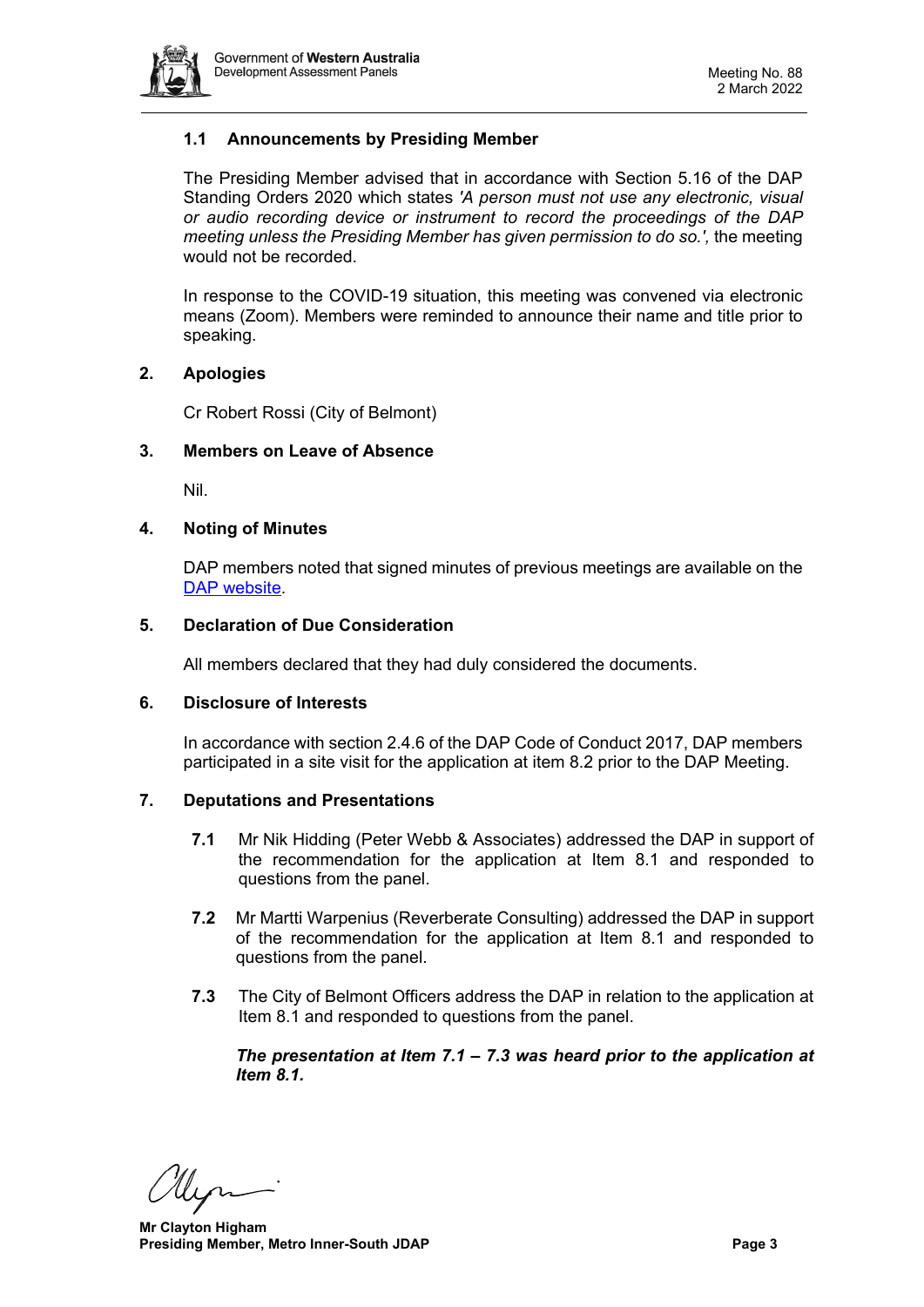### 1.1 Announcements by Presiding Member

The Presiding Member advised that in accordance with Section 5.16 of the DAP Standing Orders 2020 which states *'A person must not use any electronic, visual or audio recording device or instrument to record the proceedings of the DAP meeting unless the Presiding Member has given permission to do so.',* the meeting would not be recorded.

In response to the COVID-19 situation, this meeting was convened via electronic means (Zoom). Members were reminded to announce their name and title prior to speaking.

## 2. Apologies

Cr Robert Rossi (City of Belmont)

## 3. Members on Leave of Absence

Nil.

## 4. Noting of Minutes

DAP members noted that signed minutes of previous meetings are available on the [DAP website](#).

## 5. Declaration of Due Consideration

All members declared that they had duly considered the documents.

## 6. Disclosure of Interests

In accordance with section 2.4.6 of the DAP Code of Conduct 2017, DAP members participated in a site visit for the application at item 8.2 prior to the DAP Meeting.

## 7. Deputations and Presentations

**7.1** Mr Nik Hidding (Peter Webb & Associates) addressed the DAP in support of the recommendation for the application at Item 8.1 and responded to questions from the panel.

**7.2** Mr Martti Warpenius (Reverberate Consulting) addressed the DAP in support of the recommendation for the application at Item 8.1 and responded to questions from the panel.

**7.3** The City of Belmont Officers address the DAP in relation to the application at Item 8.1 and responded to questions from the panel.

***The presentation at Item 7.1 – 7.3 was heard prior to the application at Item 8.1.***

**Mr Clayton Higham**
**Presiding Member, Metro Inner-South JDAP**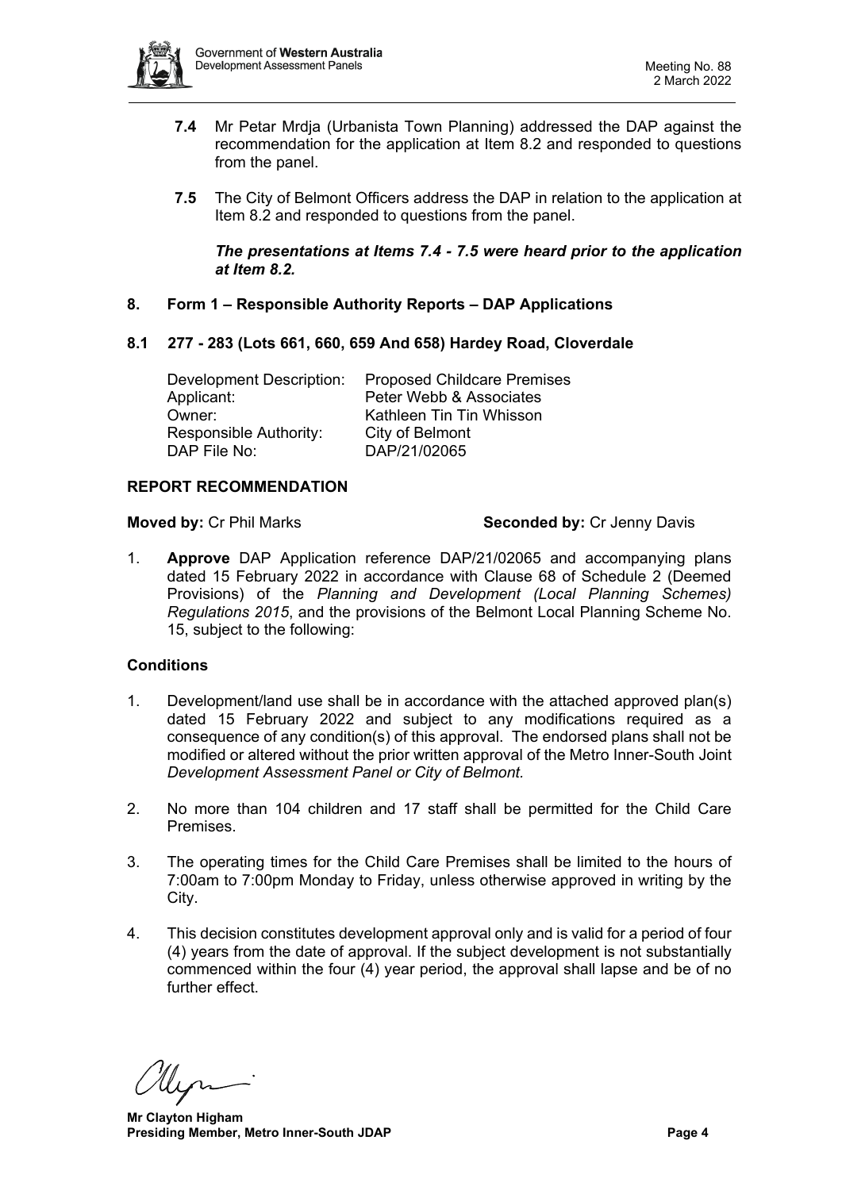**7.4** Mr Petar Mrdja (Urbanista Town Planning) addressed the DAP against the recommendation for the application at Item 8.2 and responded to questions from the panel.

**7.5** The City of Belmont Officers address the DAP in relation to the application at Item 8.2 and responded to questions from the panel.

***The presentations at Items 7.4 - 7.5 were heard prior to the application at Item 8.2.***

## 8. Form 1 – Responsible Authority Reports – DAP Applications

### 8.1 277 - 283 (Lots 661, 660, 659 And 658) Hardey Road, Cloverdale

| | |
|---|---|
| Development Description: | Proposed Childcare Premises |
| Applicant: | Peter Webb & Associates |
| Owner: | Kathleen Tin Tin Whisson |
| Responsible Authority: | City of Belmont |
| DAP File No: | DAP/21/02065 |

**REPORT RECOMMENDATION**

**Moved by:** Cr Phil Marks **Seconded by:** Cr Jenny Davis

1. **Approve** DAP Application reference DAP/21/02065 and accompanying plans dated 15 February 2022 in accordance with Clause 68 of Schedule 2 (Deemed Provisions) of the *Planning and Development (Local Planning Schemes) Regulations 2015*, and the provisions of the Belmont Local Planning Scheme No. 15, subject to the following:

**Conditions**

1. Development/land use shall be in accordance with the attached approved plan(s) dated 15 February 2022 and subject to any modifications required as a consequence of any condition(s) of this approval. The endorsed plans shall not be modified or altered without the prior written approval of the Metro Inner-South Joint *Development Assessment Panel or City of Belmont.*

2. No more than 104 children and 17 staff shall be permitted for the Child Care Premises.

3. The operating times for the Child Care Premises shall be limited to the hours of 7:00am to 7:00pm Monday to Friday, unless otherwise approved in writing by the City.

4. This decision constitutes development approval only and is valid for a period of four (4) years from the date of approval. If the subject development is not substantially commenced within the four (4) year period, the approval shall lapse and be of no further effect.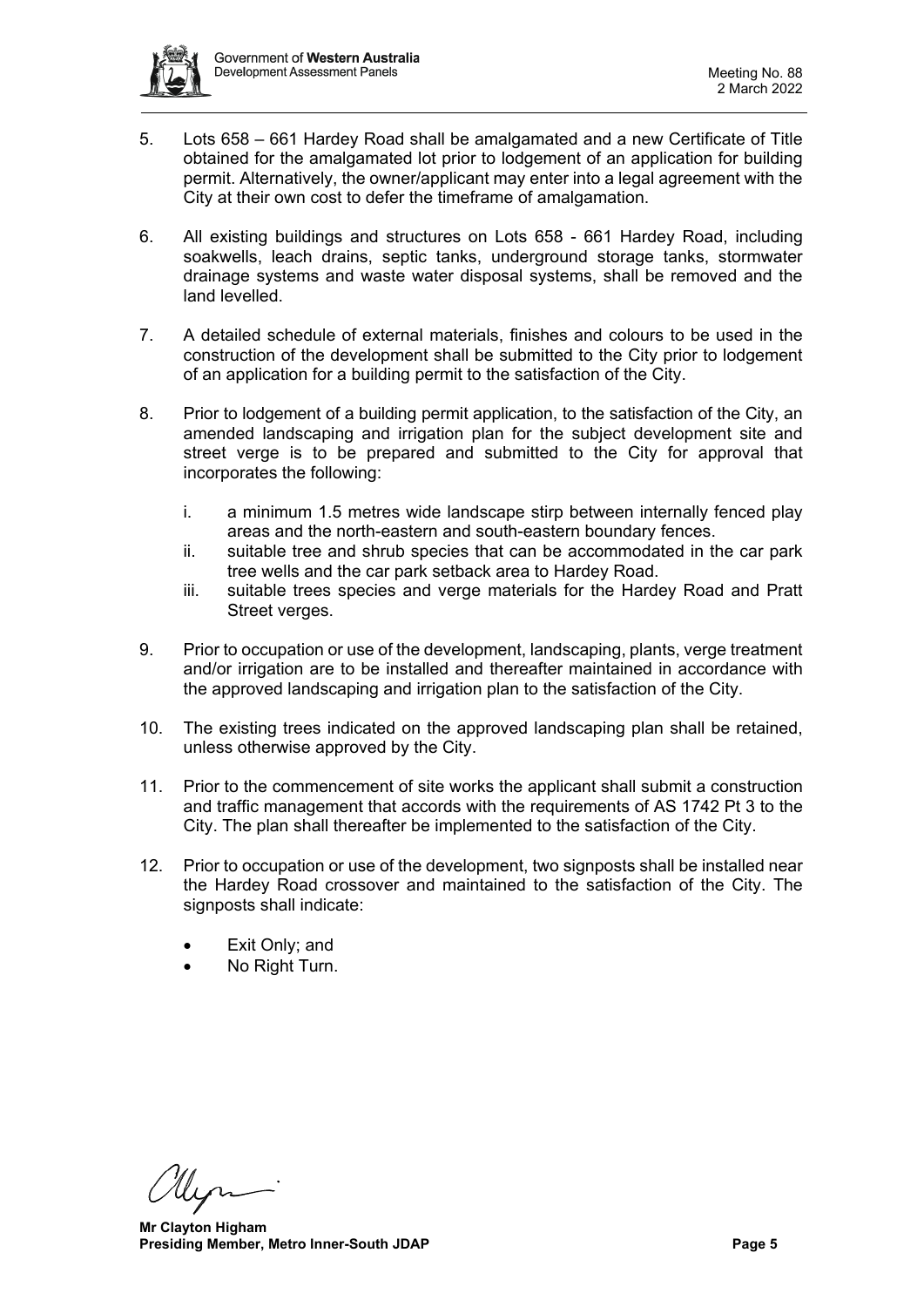5. Lots 658 – 661 Hardey Road shall be amalgamated and a new Certificate of Title obtained for the amalgamated lot prior to lodgement of an application for building permit. Alternatively, the owner/applicant may enter into a legal agreement with the City at their own cost to defer the timeframe of amalgamation.

6. All existing buildings and structures on Lots 658 - 661 Hardey Road, including soakwells, leach drains, septic tanks, underground storage tanks, stormwater drainage systems and waste water disposal systems, shall be removed and the land levelled.

7. A detailed schedule of external materials, finishes and colours to be used in the construction of the development shall be submitted to the City prior to lodgement of an application for a building permit to the satisfaction of the City.

8. Prior to lodgement of a building permit application, to the satisfaction of the City, an amended landscaping and irrigation plan for the subject development site and street verge is to be prepared and submitted to the City for approval that incorporates the following:

   i. a minimum 1.5 metres wide landscape stirp between internally fenced play areas and the north-eastern and south-eastern boundary fences.
   ii. suitable tree and shrub species that can be accommodated in the car park tree wells and the car park setback area to Hardey Road.
   iii. suitable trees species and verge materials for the Hardey Road and Pratt Street verges.

9. Prior to occupation or use of the development, landscaping, plants, verge treatment and/or irrigation are to be installed and thereafter maintained in accordance with the approved landscaping and irrigation plan to the satisfaction of the City.

10. The existing trees indicated on the approved landscaping plan shall be retained, unless otherwise approved by the City.

11. Prior to the commencement of site works the applicant shall submit a construction and traffic management that accords with the requirements of AS 1742 Pt 3 to the City. The plan shall thereafter be implemented to the satisfaction of the City.

12. Prior to occupation or use of the development, two signposts shall be installed near the Hardey Road crossover and maintained to the satisfaction of the City. The signposts shall indicate:

   - Exit Only; and
   - No Right Turn.

**Mr Clayton Higham**
**Presiding Member, Metro Inner-South JDAP**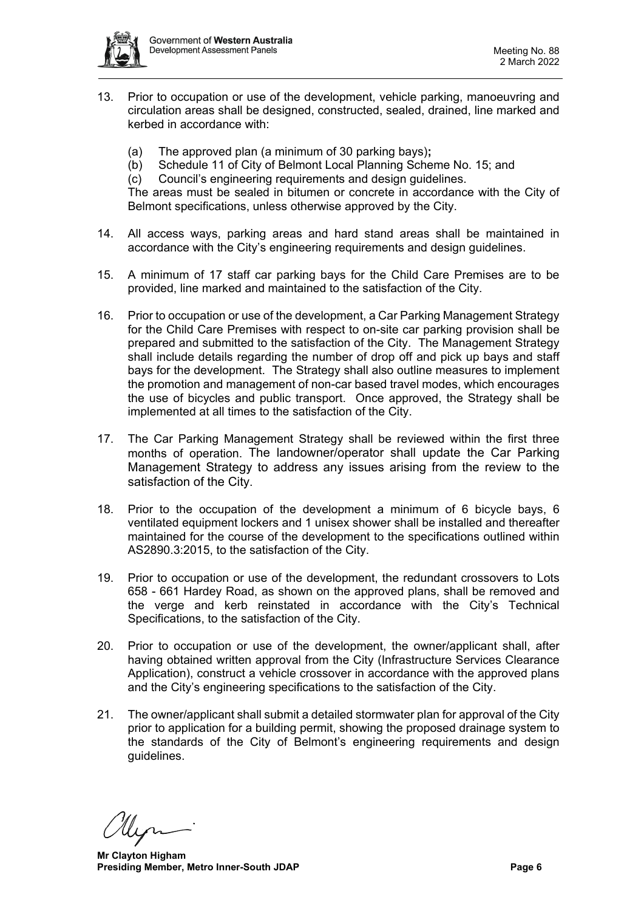13. Prior to occupation or use of the development, vehicle parking, manoeuvring and circulation areas shall be designed, constructed, sealed, drained, line marked and kerbed in accordance with:

    (a) The approved plan (a minimum of 30 parking bays)**;**
    (b) Schedule 11 of City of Belmont Local Planning Scheme No. 15; and
    (c) Council's engineering requirements and design guidelines.

    The areas must be sealed in bitumen or concrete in accordance with the City of Belmont specifications, unless otherwise approved by the City.

14. All access ways, parking areas and hard stand areas shall be maintained in accordance with the City's engineering requirements and design guidelines.

15. A minimum of 17 staff car parking bays for the Child Care Premises are to be provided, line marked and maintained to the satisfaction of the City.

16. Prior to occupation or use of the development, a Car Parking Management Strategy for the Child Care Premises with respect to on-site car parking provision shall be prepared and submitted to the satisfaction of the City. The Management Strategy shall include details regarding the number of drop off and pick up bays and staff bays for the development. The Strategy shall also outline measures to implement the promotion and management of non-car based travel modes, which encourages the use of bicycles and public transport. Once approved, the Strategy shall be implemented at all times to the satisfaction of the City.

17. The Car Parking Management Strategy shall be reviewed within the first three months of operation. The landowner/operator shall update the Car Parking Management Strategy to address any issues arising from the review to the satisfaction of the City.

18. Prior to the occupation of the development a minimum of 6 bicycle bays, 6 ventilated equipment lockers and 1 unisex shower shall be installed and thereafter maintained for the course of the development to the specifications outlined within AS2890.3:2015, to the satisfaction of the City.

19. Prior to occupation or use of the development, the redundant crossovers to Lots 658 - 661 Hardey Road, as shown on the approved plans, shall be removed and the verge and kerb reinstated in accordance with the City's Technical Specifications, to the satisfaction of the City.

20. Prior to occupation or use of the development, the owner/applicant shall, after having obtained written approval from the City (Infrastructure Services Clearance Application), construct a vehicle crossover in accordance with the approved plans and the City's engineering specifications to the satisfaction of the City.

21. The owner/applicant shall submit a detailed stormwater plan for approval of the City prior to application for a building permit, showing the proposed drainage system to the standards of the City of Belmont's engineering requirements and design guidelines.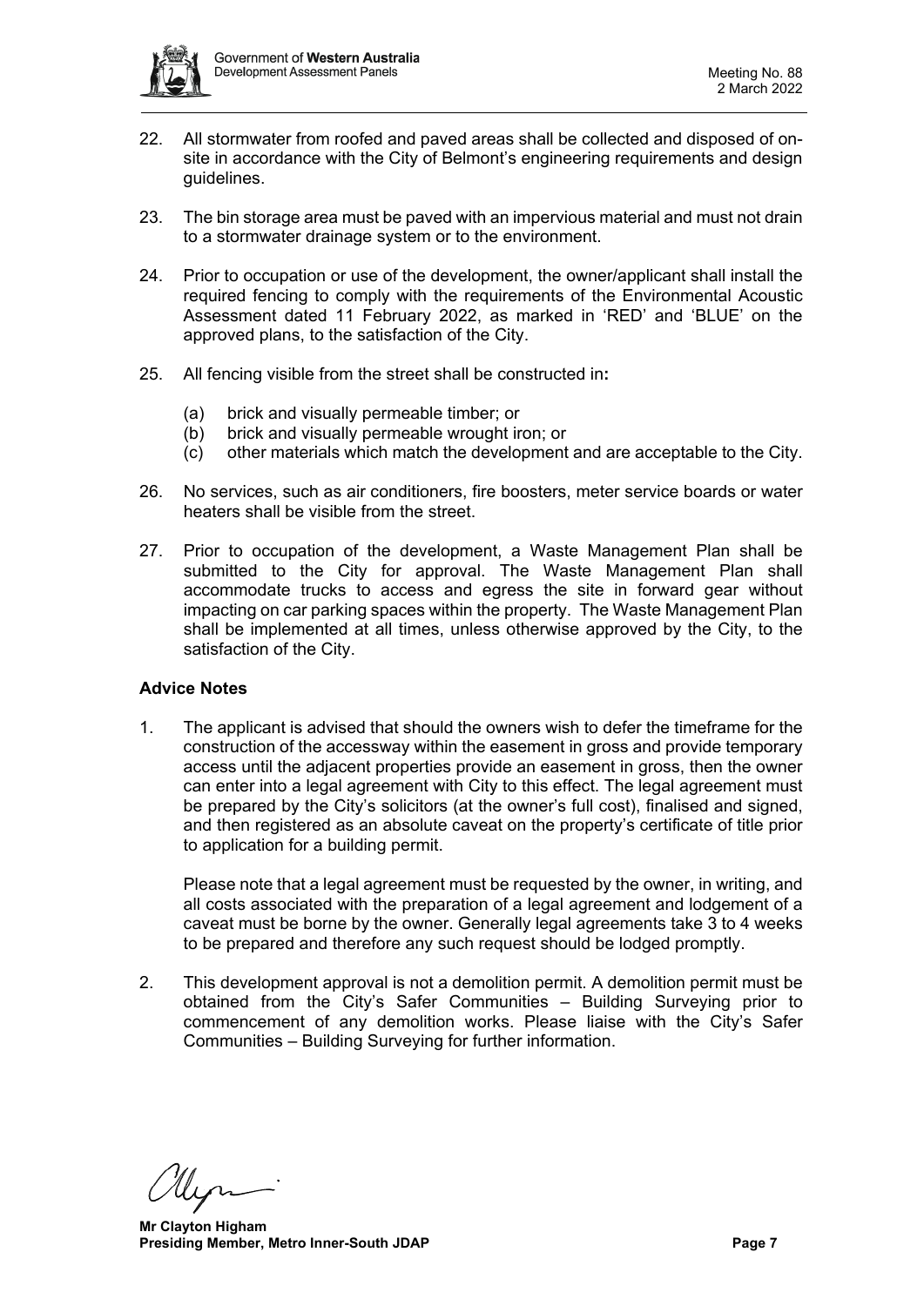22. All stormwater from roofed and paved areas shall be collected and disposed of on-site in accordance with the City of Belmont's engineering requirements and design guidelines.

23. The bin storage area must be paved with an impervious material and must not drain to a stormwater drainage system or to the environment.

24. Prior to occupation or use of the development, the owner/applicant shall install the required fencing to comply with the requirements of the Environmental Acoustic Assessment dated 11 February 2022, as marked in 'RED' and 'BLUE' on the approved plans, to the satisfaction of the City.

25. All fencing visible from the street shall be constructed in**:**

    (a) brick and visually permeable timber; or
    (b) brick and visually permeable wrought iron; or
    (c) other materials which match the development and are acceptable to the City.

26. No services, such as air conditioners, fire boosters, meter service boards or water heaters shall be visible from the street.

27. Prior to occupation of the development, a Waste Management Plan shall be submitted to the City for approval. The Waste Management Plan shall accommodate trucks to access and egress the site in forward gear without impacting on car parking spaces within the property. The Waste Management Plan shall be implemented at all times, unless otherwise approved by the City, to the satisfaction of the City.

**Advice Notes**

1. The applicant is advised that should the owners wish to defer the timeframe for the construction of the accessway within the easement in gross and provide temporary access until the adjacent properties provide an easement in gross, then the owner can enter into a legal agreement with City to this effect. The legal agreement must be prepared by the City's solicitors (at the owner's full cost), finalised and signed, and then registered as an absolute caveat on the property's certificate of title prior to application for a building permit.

   Please note that a legal agreement must be requested by the owner, in writing, and all costs associated with the preparation of a legal agreement and lodgement of a caveat must be borne by the owner. Generally legal agreements take 3 to 4 weeks to be prepared and therefore any such request should be lodged promptly.

2. This development approval is not a demolition permit. A demolition permit must be obtained from the City's Safer Communities – Building Surveying prior to commencement of any demolition works. Please liaise with the City's Safer Communities – Building Surveying for further information.

**Mr Clayton Higham**
**Presiding Member, Metro Inner-South JDAP**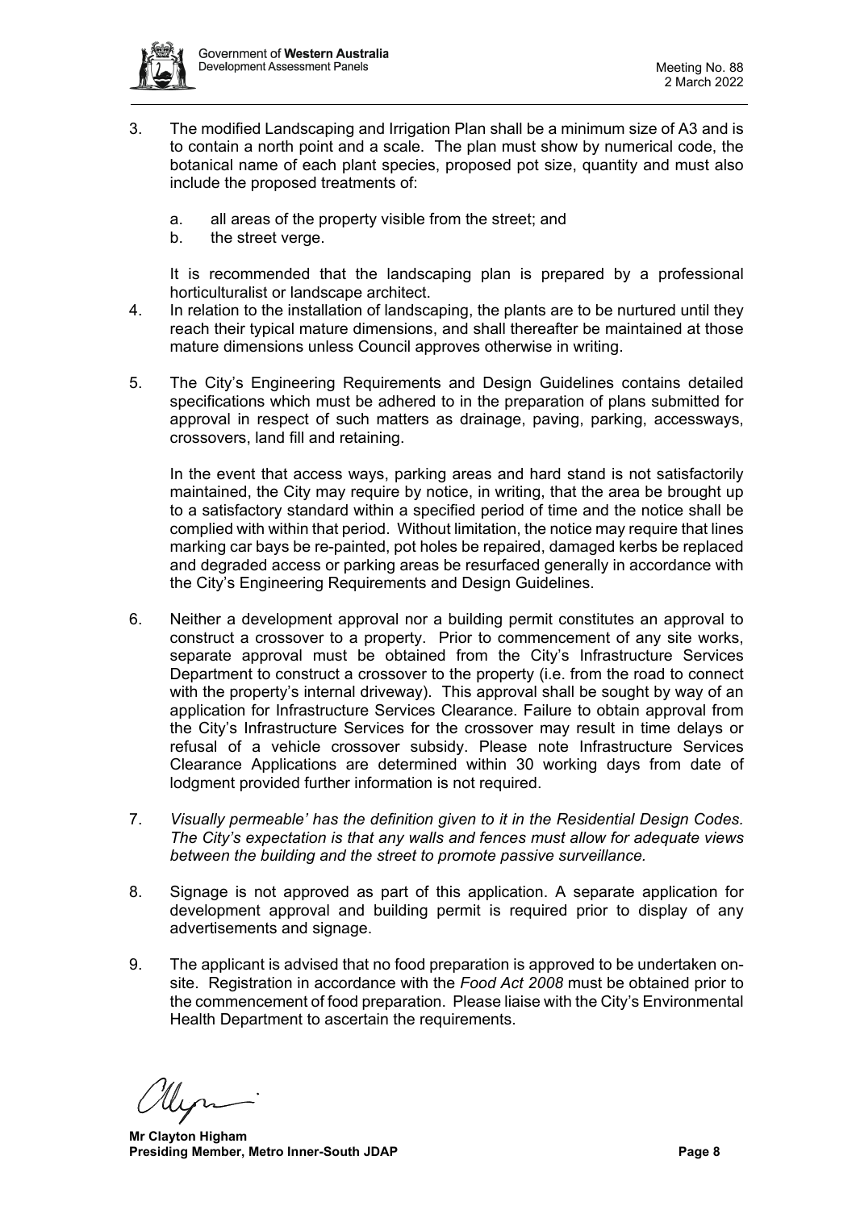3. The modified Landscaping and Irrigation Plan shall be a minimum size of A3 and is to contain a north point and a scale. The plan must show by numerical code, the botanical name of each plant species, proposed pot size, quantity and must also include the proposed treatments of:

   a. all areas of the property visible from the street; and
   b. the street verge.

   It is recommended that the landscaping plan is prepared by a professional horticulturalist or landscape architect.
4. In relation to the installation of landscaping, the plants are to be nurtured until they reach their typical mature dimensions, and shall thereafter be maintained at those mature dimensions unless Council approves otherwise in writing.

5. The City's Engineering Requirements and Design Guidelines contains detailed specifications which must be adhered to in the preparation of plans submitted for approval in respect of such matters as drainage, paving, parking, accessways, crossovers, land fill and retaining.

   In the event that access ways, parking areas and hard stand is not satisfactorily maintained, the City may require by notice, in writing, that the area be brought up to a satisfactory standard within a specified period of time and the notice shall be complied with within that period. Without limitation, the notice may require that lines marking car bays be re-painted, pot holes be repaired, damaged kerbs be replaced and degraded access or parking areas be resurfaced generally in accordance with the City's Engineering Requirements and Design Guidelines.

6. Neither a development approval nor a building permit constitutes an approval to construct a crossover to a property. Prior to commencement of any site works, separate approval must be obtained from the City's Infrastructure Services Department to construct a crossover to the property (i.e. from the road to connect with the property's internal driveway). This approval shall be sought by way of an application for Infrastructure Services Clearance. Failure to obtain approval from the City's Infrastructure Services for the crossover may result in time delays or refusal of a vehicle crossover subsidy. Please note Infrastructure Services Clearance Applications are determined within 30 working days from date of lodgment provided further information is not required.

7. *Visually permeable' has the definition given to it in the Residential Design Codes. The City's expectation is that any walls and fences must allow for adequate views between the building and the street to promote passive surveillance.*

8. Signage is not approved as part of this application. A separate application for development approval and building permit is required prior to display of any advertisements and signage.

9. The applicant is advised that no food preparation is approved to be undertaken on-site. Registration in accordance with the *Food Act 2008* must be obtained prior to the commencement of food preparation. Please liaise with the City's Environmental Health Department to ascertain the requirements.

**Mr Clayton Higham**
**Presiding Member, Metro Inner-South JDAP**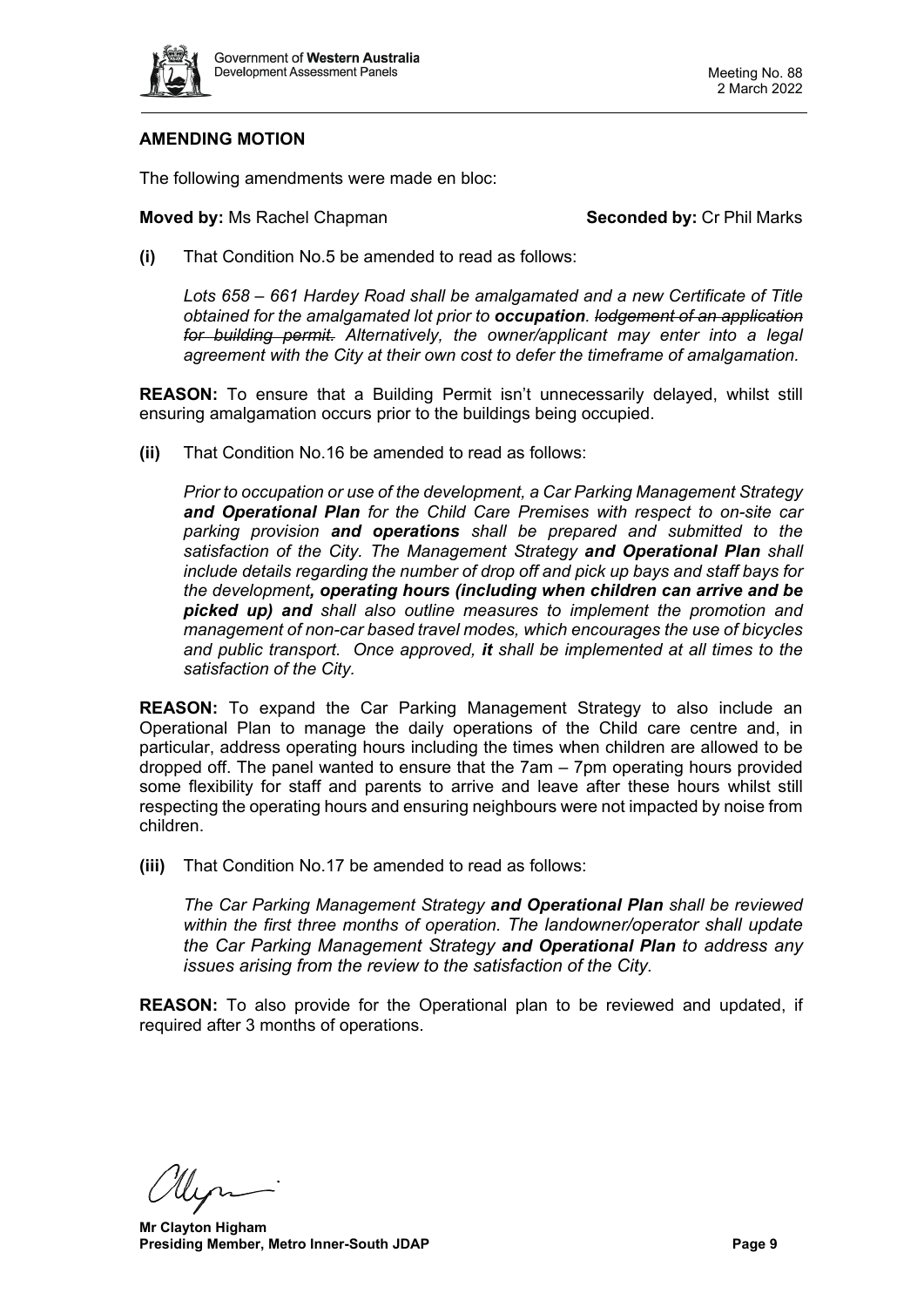**AMENDING MOTION**

The following amendments were made en bloc:

**Moved by:** Ms Rachel Chapman **Seconded by:** Cr Phil Marks

**(i)** That Condition No.5 be amended to read as follows:

*Lots 658 – 661 Hardey Road shall be amalgamated and a new Certificate of Title obtained for the amalgamated lot prior to* ***occupation****.* ~~*lodgement of an application for building permit.*~~ *Alternatively, the owner/applicant may enter into a legal agreement with the City at their own cost to defer the timeframe of amalgamation.*

**REASON:** To ensure that a Building Permit isn't unnecessarily delayed, whilst still ensuring amalgamation occurs prior to the buildings being occupied.

**(ii)** That Condition No.16 be amended to read as follows:

*Prior to occupation or use of the development, a Car Parking Management Strategy* ***and Operational Plan*** *for the Child Care Premises with respect to on-site car parking provision* ***and operations*** *shall be prepared and submitted to the satisfaction of the City. The Management Strategy* ***and Operational Plan*** *shall include details regarding the number of drop off and pick up bays and staff bays for the development****, operating hours (including when children can arrive and be picked up) and*** *shall also outline measures to implement the promotion and management of non-car based travel modes, which encourages the use of bicycles and public transport. Once approved,* ***it*** *shall be implemented at all times to the satisfaction of the City.*

**REASON:** To expand the Car Parking Management Strategy to also include an Operational Plan to manage the daily operations of the Child care centre and, in particular, address operating hours including the times when children are allowed to be dropped off. The panel wanted to ensure that the 7am – 7pm operating hours provided some flexibility for staff and parents to arrive and leave after these hours whilst still respecting the operating hours and ensuring neighbours were not impacted by noise from children.

**(iii)** That Condition No.17 be amended to read as follows:

*The Car Parking Management Strategy* ***and Operational Plan*** *shall be reviewed within the first three months of operation. The landowner/operator shall update the Car Parking Management Strategy* ***and Operational Plan*** *to address any issues arising from the review to the satisfaction of the City.*

**REASON:** To also provide for the Operational plan to be reviewed and updated, if required after 3 months of operations.

**Mr Clayton Higham**
**Presiding Member, Metro Inner-South JDAP**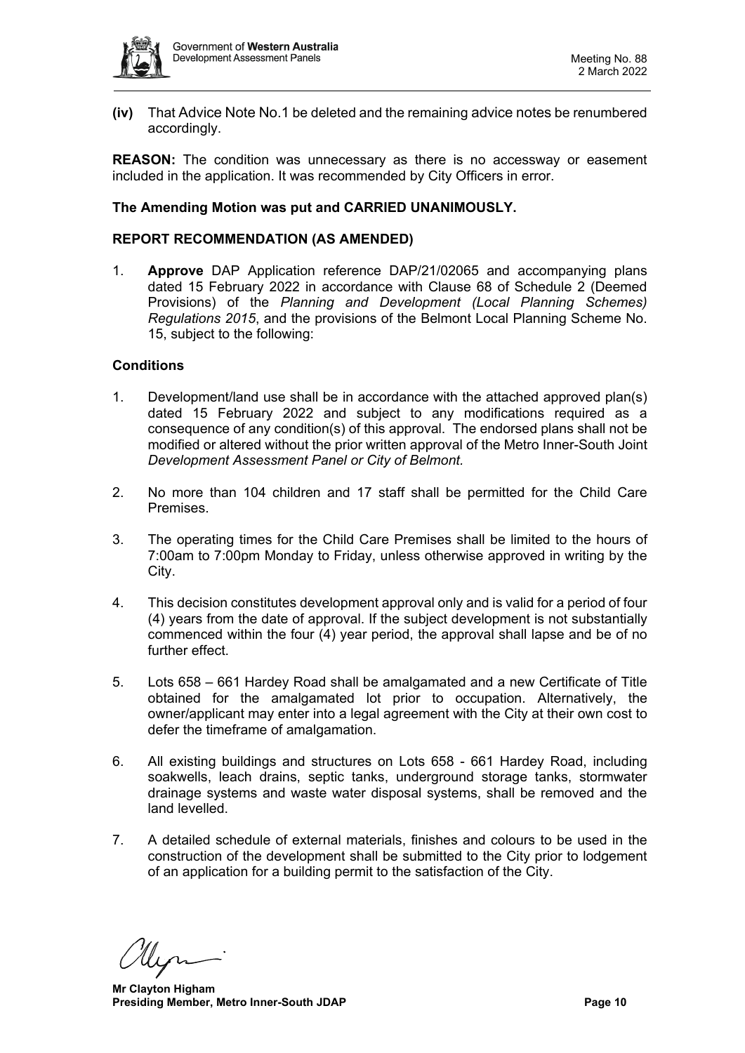**(iv)** That Advice Note No.1 be deleted and the remaining advice notes be renumbered accordingly.

**REASON:** The condition was unnecessary as there is no accessway or easement included in the application. It was recommended by City Officers in error.

**The Amending Motion was put and CARRIED UNANIMOUSLY.**

**REPORT RECOMMENDATION (AS AMENDED)**

1. **Approve** DAP Application reference DAP/21/02065 and accompanying plans dated 15 February 2022 in accordance with Clause 68 of Schedule 2 (Deemed Provisions) of the *Planning and Development (Local Planning Schemes) Regulations 2015*, and the provisions of the Belmont Local Planning Scheme No. 15, subject to the following:

**Conditions**

1. Development/land use shall be in accordance with the attached approved plan(s) dated 15 February 2022 and subject to any modifications required as a consequence of any condition(s) of this approval. The endorsed plans shall not be modified or altered without the prior written approval of the Metro Inner-South Joint *Development Assessment Panel or City of Belmont.*

2. No more than 104 children and 17 staff shall be permitted for the Child Care Premises.

3. The operating times for the Child Care Premises shall be limited to the hours of 7:00am to 7:00pm Monday to Friday, unless otherwise approved in writing by the City.

4. This decision constitutes development approval only and is valid for a period of four (4) years from the date of approval. If the subject development is not substantially commenced within the four (4) year period, the approval shall lapse and be of no further effect.

5. Lots 658 – 661 Hardey Road shall be amalgamated and a new Certificate of Title obtained for the amalgamated lot prior to occupation. Alternatively, the owner/applicant may enter into a legal agreement with the City at their own cost to defer the timeframe of amalgamation.

6. All existing buildings and structures on Lots 658 - 661 Hardey Road, including soakwells, leach drains, septic tanks, underground storage tanks, stormwater drainage systems and waste water disposal systems, shall be removed and the land levelled.

7. A detailed schedule of external materials, finishes and colours to be used in the construction of the development shall be submitted to the City prior to lodgement of an application for a building permit to the satisfaction of the City.

**Mr Clayton Higham**
**Presiding Member, Metro Inner-South JDAP**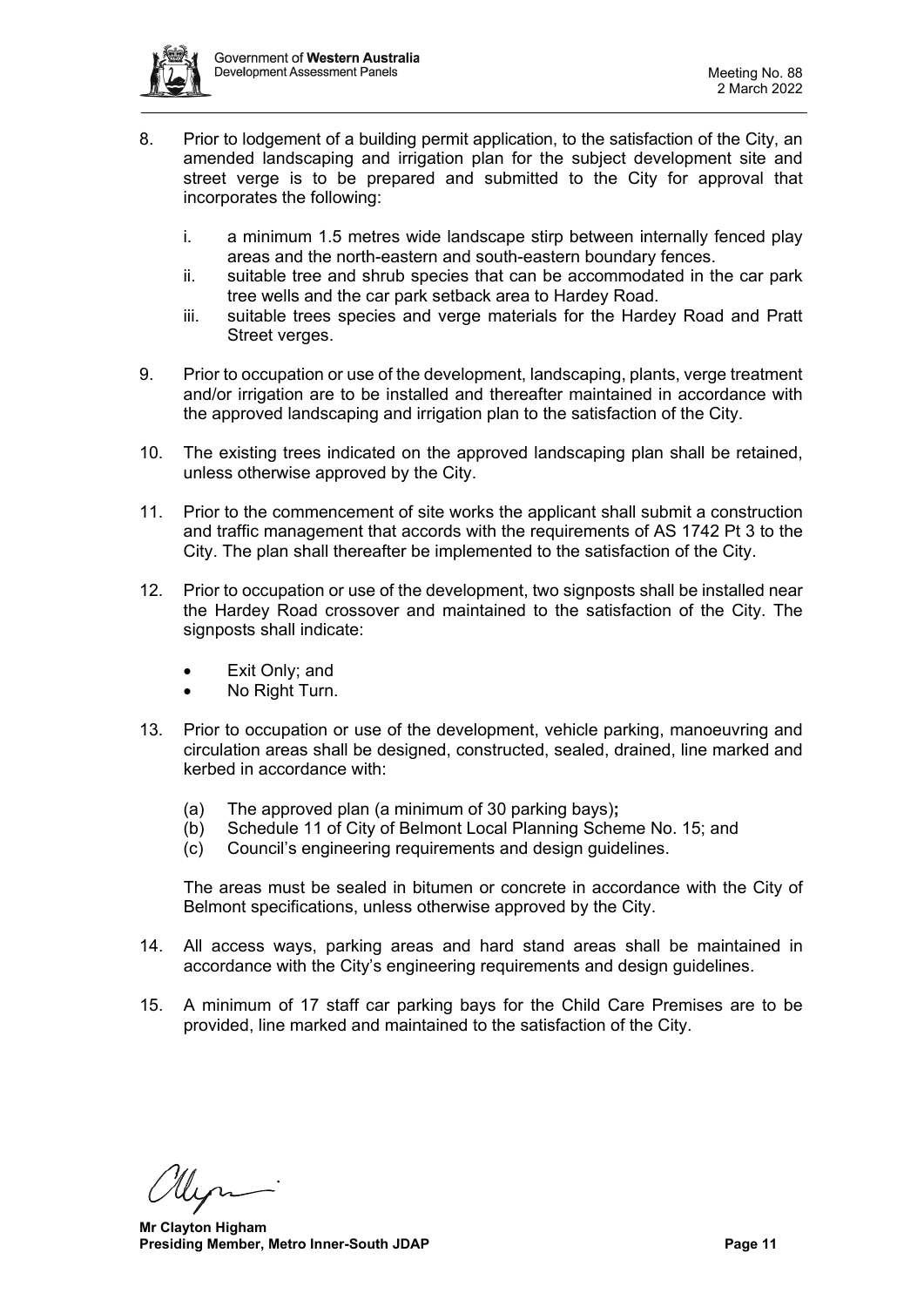8. Prior to lodgement of a building permit application, to the satisfaction of the City, an amended landscaping and irrigation plan for the subject development site and street verge is to be prepared and submitted to the City for approval that incorporates the following:

   i. a minimum 1.5 metres wide landscape stirp between internally fenced play areas and the north-eastern and south-eastern boundary fences.
   ii. suitable tree and shrub species that can be accommodated in the car park tree wells and the car park setback area to Hardey Road.
   iii. suitable trees species and verge materials for the Hardey Road and Pratt Street verges.

9. Prior to occupation or use of the development, landscaping, plants, verge treatment and/or irrigation are to be installed and thereafter maintained in accordance with the approved landscaping and irrigation plan to the satisfaction of the City.

10. The existing trees indicated on the approved landscaping plan shall be retained, unless otherwise approved by the City.

11. Prior to the commencement of site works the applicant shall submit a construction and traffic management that accords with the requirements of AS 1742 Pt 3 to the City. The plan shall thereafter be implemented to the satisfaction of the City.

12. Prior to occupation or use of the development, two signposts shall be installed near the Hardey Road crossover and maintained to the satisfaction of the City. The signposts shall indicate:

   - Exit Only; and
   - No Right Turn.

13. Prior to occupation or use of the development, vehicle parking, manoeuvring and circulation areas shall be designed, constructed, sealed, drained, line marked and kerbed in accordance with:

   (a) The approved plan (a minimum of 30 parking bays)**;**
   (b) Schedule 11 of City of Belmont Local Planning Scheme No. 15; and
   (c) Council's engineering requirements and design guidelines.

   The areas must be sealed in bitumen or concrete in accordance with the City of Belmont specifications, unless otherwise approved by the City.

14. All access ways, parking areas and hard stand areas shall be maintained in accordance with the City's engineering requirements and design guidelines.

15. A minimum of 17 staff car parking bays for the Child Care Premises are to be provided, line marked and maintained to the satisfaction of the City.

**Mr Clayton Higham**
**Presiding Member, Metro Inner-South JDAP**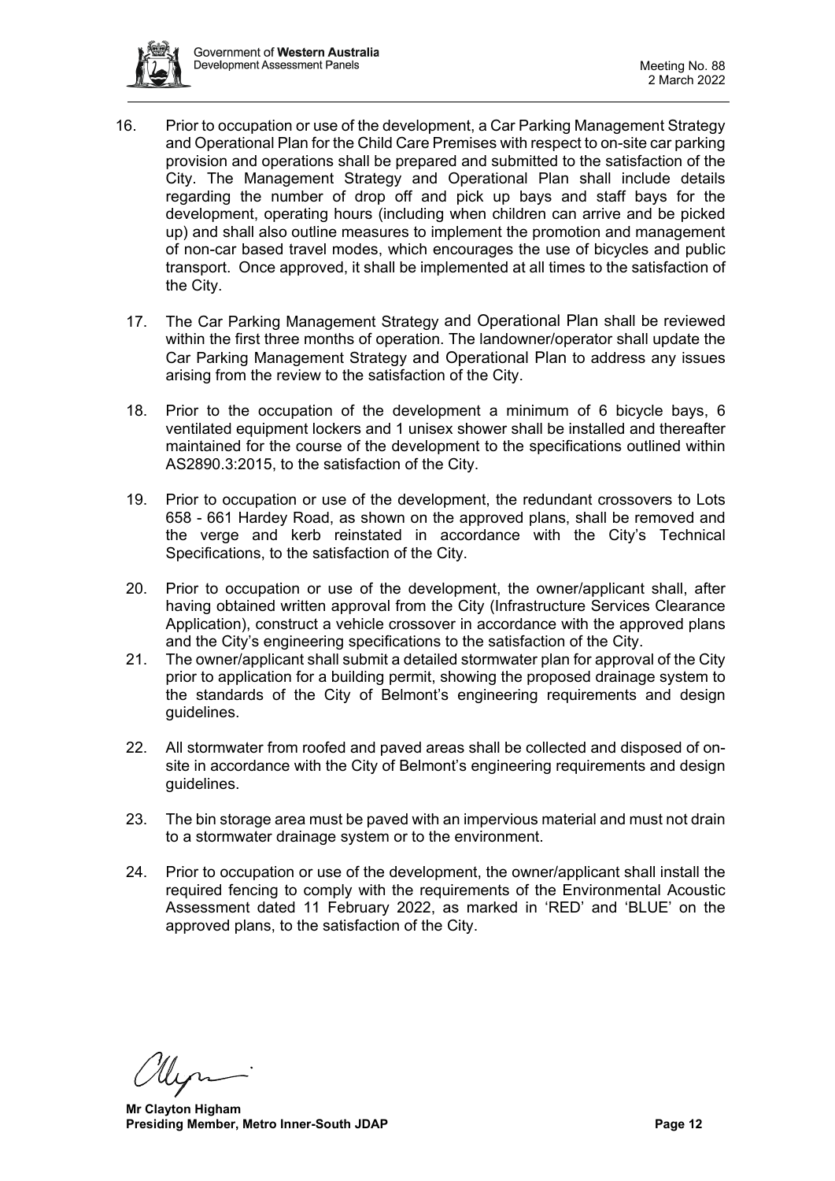16. Prior to occupation or use of the development, a Car Parking Management Strategy and Operational Plan for the Child Care Premises with respect to on-site car parking provision and operations shall be prepared and submitted to the satisfaction of the City. The Management Strategy and Operational Plan shall include details regarding the number of drop off and pick up bays and staff bays for the development, operating hours (including when children can arrive and be picked up) and shall also outline measures to implement the promotion and management of non-car based travel modes, which encourages the use of bicycles and public transport. Once approved, it shall be implemented at all times to the satisfaction of the City.

17. The Car Parking Management Strategy and Operational Plan shall be reviewed within the first three months of operation. The landowner/operator shall update the Car Parking Management Strategy and Operational Plan to address any issues arising from the review to the satisfaction of the City.

18. Prior to the occupation of the development a minimum of 6 bicycle bays, 6 ventilated equipment lockers and 1 unisex shower shall be installed and thereafter maintained for the course of the development to the specifications outlined within AS2890.3:2015, to the satisfaction of the City.

19. Prior to occupation or use of the development, the redundant crossovers to Lots 658 - 661 Hardey Road, as shown on the approved plans, shall be removed and the verge and kerb reinstated in accordance with the City's Technical Specifications, to the satisfaction of the City.

20. Prior to occupation or use of the development, the owner/applicant shall, after having obtained written approval from the City (Infrastructure Services Clearance Application), construct a vehicle crossover in accordance with the approved plans and the City's engineering specifications to the satisfaction of the City.

21. The owner/applicant shall submit a detailed stormwater plan for approval of the City prior to application for a building permit, showing the proposed drainage system to the standards of the City of Belmont's engineering requirements and design guidelines.

22. All stormwater from roofed and paved areas shall be collected and disposed of on-site in accordance with the City of Belmont's engineering requirements and design guidelines.

23. The bin storage area must be paved with an impervious material and must not drain to a stormwater drainage system or to the environment.

24. Prior to occupation or use of the development, the owner/applicant shall install the required fencing to comply with the requirements of the Environmental Acoustic Assessment dated 11 February 2022, as marked in 'RED' and 'BLUE' on the approved plans, to the satisfaction of the City.

**Mr Clayton Higham**
**Presiding Member, Metro Inner-South JDAP**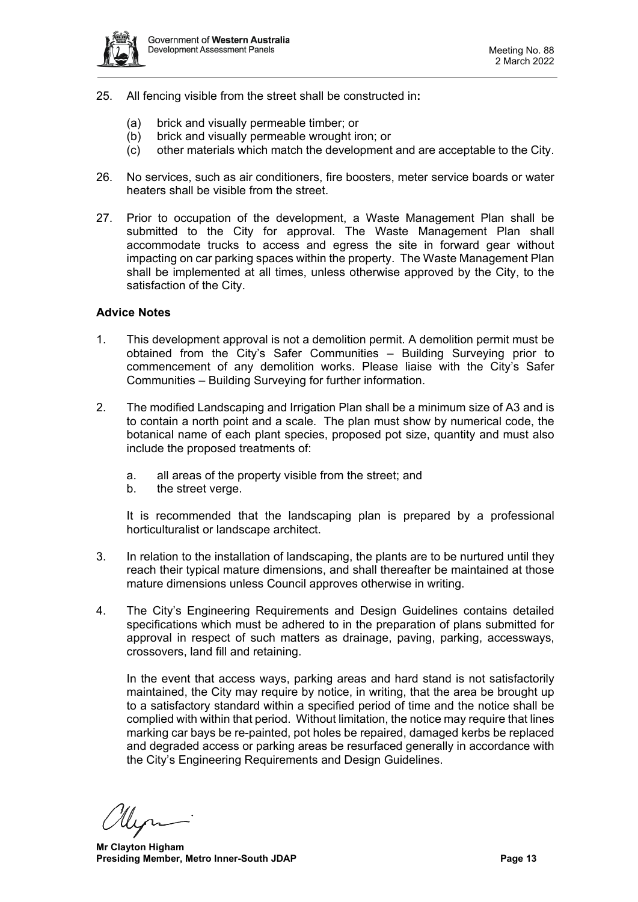25. All fencing visible from the street shall be constructed in**:**

    (a) brick and visually permeable timber; or
    (b) brick and visually permeable wrought iron; or
    (c) other materials which match the development and are acceptable to the City.

26. No services, such as air conditioners, fire boosters, meter service boards or water heaters shall be visible from the street.

27. Prior to occupation of the development, a Waste Management Plan shall be submitted to the City for approval. The Waste Management Plan shall accommodate trucks to access and egress the site in forward gear without impacting on car parking spaces within the property. The Waste Management Plan shall be implemented at all times, unless otherwise approved by the City, to the satisfaction of the City.

**Advice Notes**

1. This development approval is not a demolition permit. A demolition permit must be obtained from the City's Safer Communities – Building Surveying prior to commencement of any demolition works. Please liaise with the City's Safer Communities – Building Surveying for further information.

2. The modified Landscaping and Irrigation Plan shall be a minimum size of A3 and is to contain a north point and a scale. The plan must show by numerical code, the botanical name of each plant species, proposed pot size, quantity and must also include the proposed treatments of:

    a. all areas of the property visible from the street; and
    b. the street verge.

    It is recommended that the landscaping plan is prepared by a professional horticulturalist or landscape architect.

3. In relation to the installation of landscaping, the plants are to be nurtured until they reach their typical mature dimensions, and shall thereafter be maintained at those mature dimensions unless Council approves otherwise in writing.

4. The City's Engineering Requirements and Design Guidelines contains detailed specifications which must be adhered to in the preparation of plans submitted for approval in respect of such matters as drainage, paving, parking, accessways, crossovers, land fill and retaining.

    In the event that access ways, parking areas and hard stand is not satisfactorily maintained, the City may require by notice, in writing, that the area be brought up to a satisfactory standard within a specified period of time and the notice shall be complied with within that period. Without limitation, the notice may require that lines marking car bays be re-painted, pot holes be repaired, damaged kerbs be replaced and degraded access or parking areas be resurfaced generally in accordance with the City's Engineering Requirements and Design Guidelines.

**Mr Clayton Higham**
**Presiding Member, Metro Inner-South JDAP**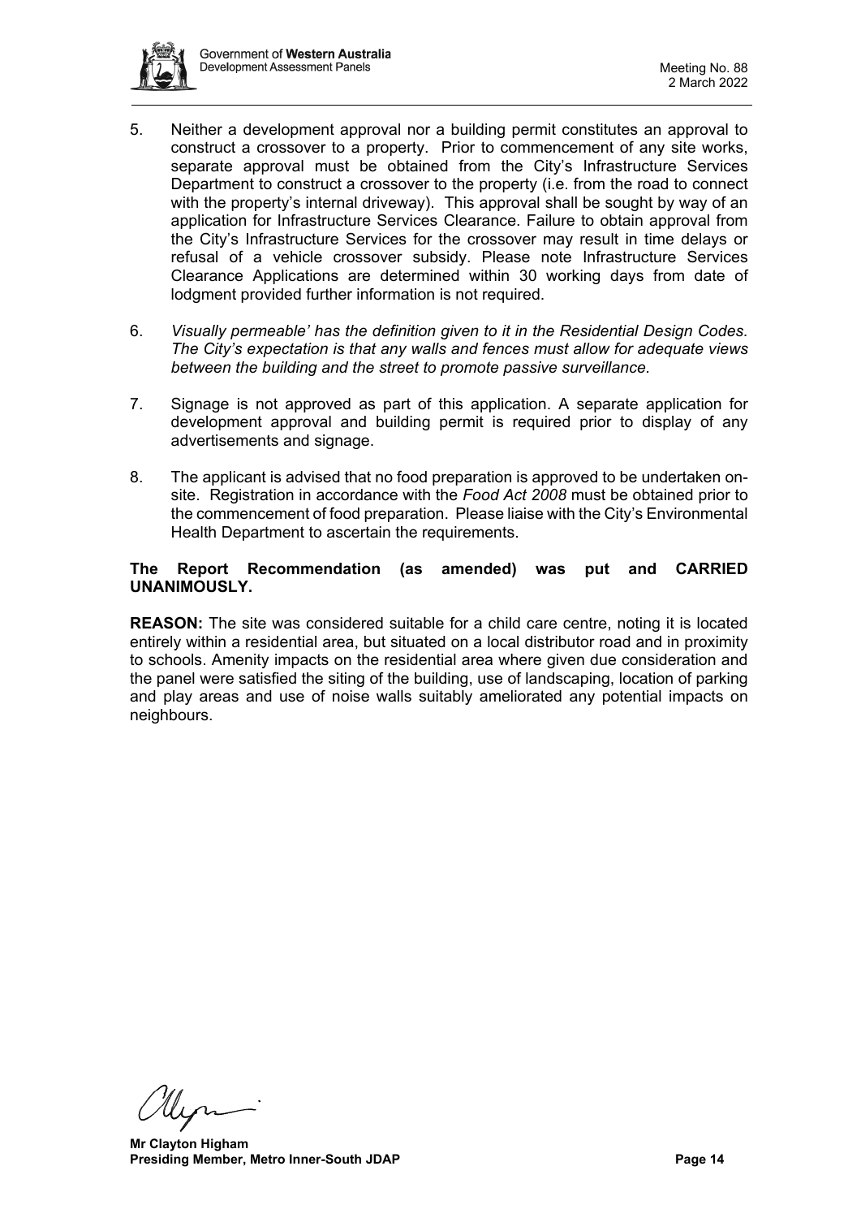5. Neither a development approval nor a building permit constitutes an approval to construct a crossover to a property. Prior to commencement of any site works, separate approval must be obtained from the City's Infrastructure Services Department to construct a crossover to the property (i.e. from the road to connect with the property's internal driveway). This approval shall be sought by way of an application for Infrastructure Services Clearance. Failure to obtain approval from the City's Infrastructure Services for the crossover may result in time delays or refusal of a vehicle crossover subsidy. Please note Infrastructure Services Clearance Applications are determined within 30 working days from date of lodgment provided further information is not required.

6. *Visually permeable' has the definition given to it in the Residential Design Codes. The City's expectation is that any walls and fences must allow for adequate views between the building and the street to promote passive surveillance.*

7. Signage is not approved as part of this application. A separate application for development approval and building permit is required prior to display of any advertisements and signage.

8. The applicant is advised that no food preparation is approved to be undertaken on-site. Registration in accordance with the *Food Act 2008* must be obtained prior to the commencement of food preparation. Please liaise with the City's Environmental Health Department to ascertain the requirements.

**The Report Recommendation (as amended) was put and CARRIED UNANIMOUSLY.**

**REASON:** The site was considered suitable for a child care centre, noting it is located entirely within a residential area, but situated on a local distributor road and in proximity to schools. Amenity impacts on the residential area where given due consideration and the panel were satisfied the siting of the building, use of landscaping, location of parking and play areas and use of noise walls suitably ameliorated any potential impacts on neighbours.

**Mr Clayton Higham**
**Presiding Member, Metro Inner-South JDAP**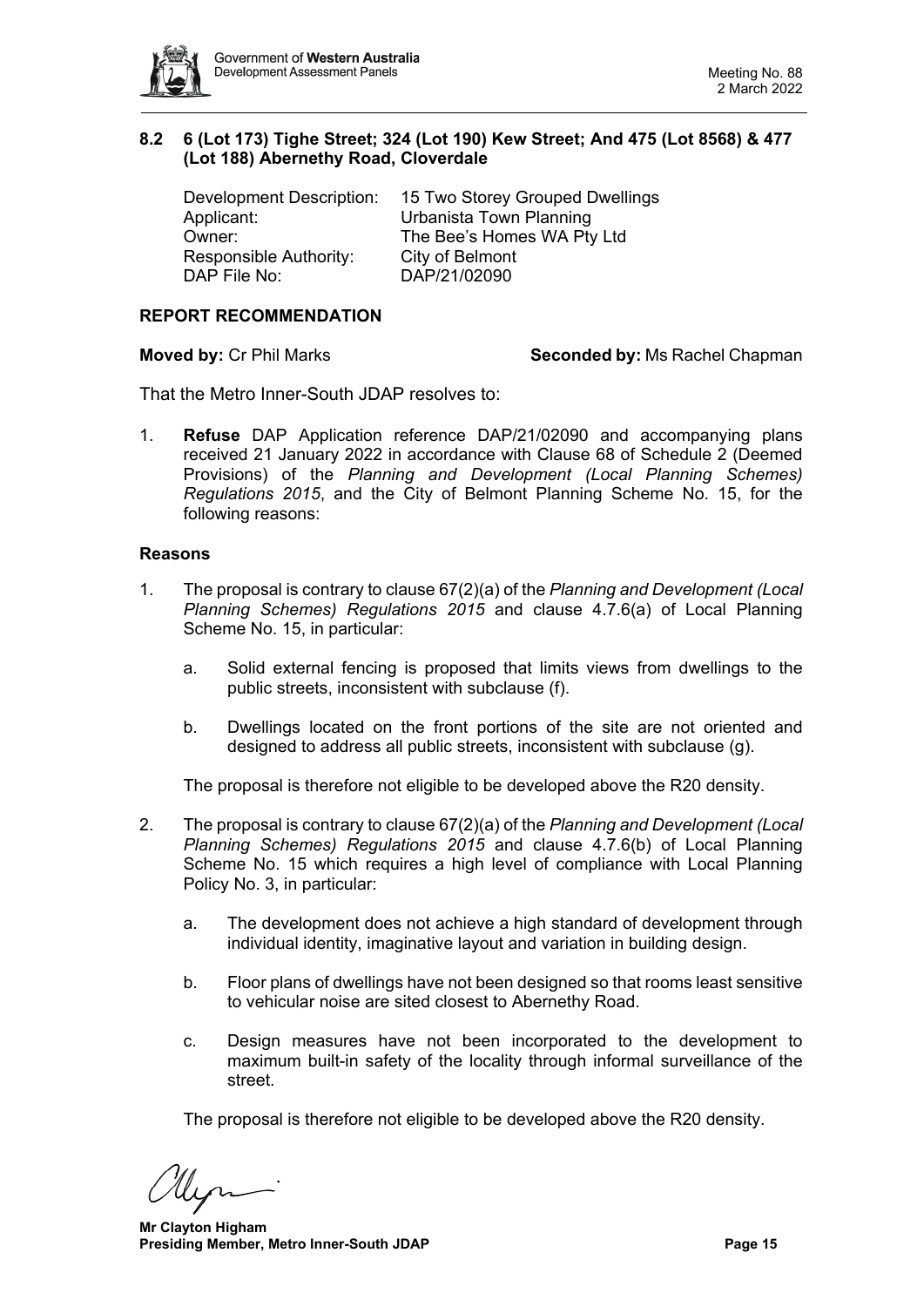## 8.2 6 (Lot 173) Tighe Street; 324 (Lot 190) Kew Street; And 475 (Lot 8568) & 477 (Lot 188) Abernethy Road, Cloverdale

Development Description: 15 Two Storey Grouped Dwellings
Applicant: Urbanista Town Planning
Owner: The Bee's Homes WA Pty Ltd
Responsible Authority: City of Belmont
DAP File No: DAP/21/02090

### REPORT RECOMMENDATION

**Moved by:** Cr Phil Marks **Seconded by:** Ms Rachel Chapman

That the Metro Inner-South JDAP resolves to:

1. **Refuse** DAP Application reference DAP/21/02090 and accompanying plans received 21 January 2022 in accordance with Clause 68 of Schedule 2 (Deemed Provisions) of the *Planning and Development (Local Planning Schemes) Regulations 2015*, and the City of Belmont Planning Scheme No. 15, for the following reasons:

### Reasons

1. The proposal is contrary to clause 67(2)(a) of the *Planning and Development (Local Planning Schemes) Regulations 2015* and clause 4.7.6(a) of Local Planning Scheme No. 15, in particular:

   a. Solid external fencing is proposed that limits views from dwellings to the public streets, inconsistent with subclause (f).

   b. Dwellings located on the front portions of the site are not oriented and designed to address all public streets, inconsistent with subclause (g).

   The proposal is therefore not eligible to be developed above the R20 density.

2. The proposal is contrary to clause 67(2)(a) of the *Planning and Development (Local Planning Schemes) Regulations 2015* and clause 4.7.6(b) of Local Planning Scheme No. 15 which requires a high level of compliance with Local Planning Policy No. 3, in particular:

   a. The development does not achieve a high standard of development through individual identity, imaginative layout and variation in building design.

   b. Floor plans of dwellings have not been designed so that rooms least sensitive to vehicular noise are sited closest to Abernethy Road.

   c. Design measures have not been incorporated to the development to maximum built-in safety of the locality through informal surveillance of the street.

   The proposal is therefore not eligible to be developed above the R20 density.

**Mr Clayton Higham**
**Presiding Member, Metro Inner-South JDAP**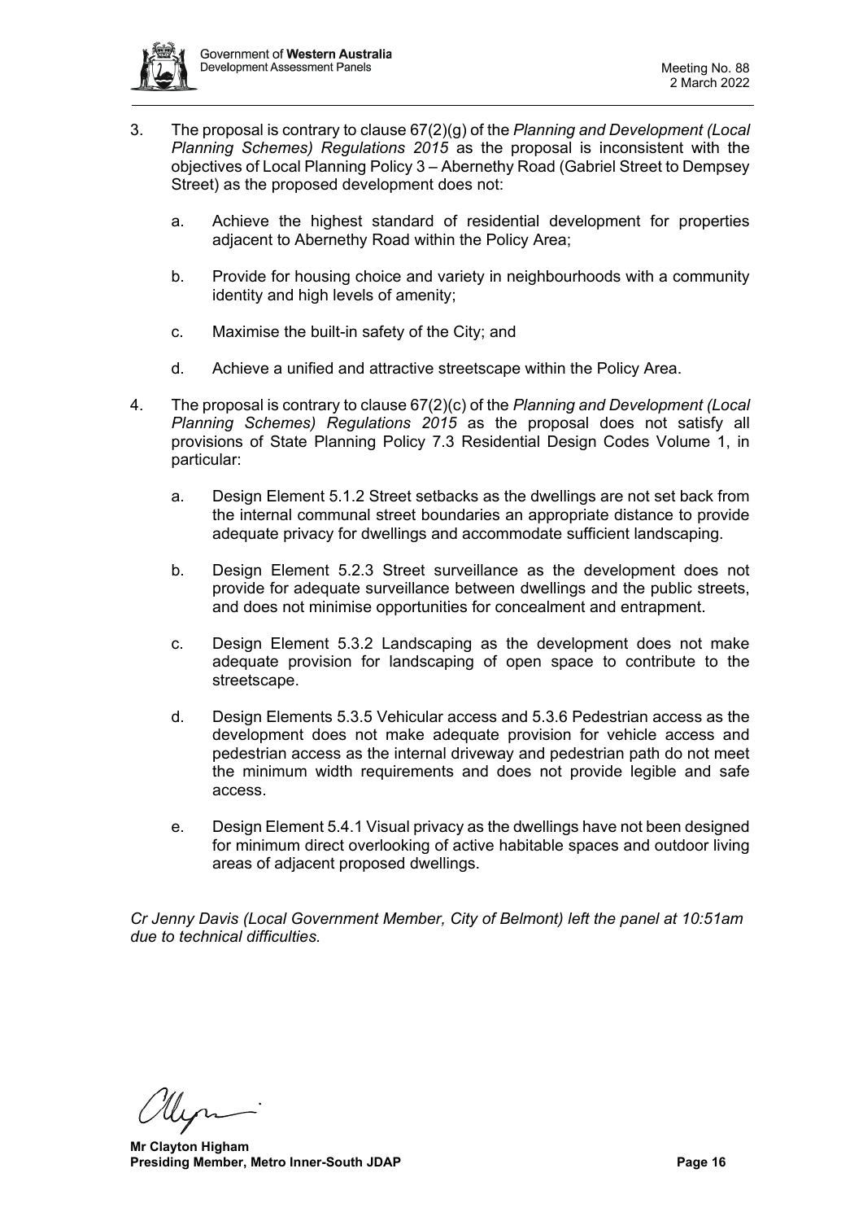3. The proposal is contrary to clause 67(2)(g) of the *Planning and Development (Local Planning Schemes) Regulations 2015* as the proposal is inconsistent with the objectives of Local Planning Policy 3 – Abernethy Road (Gabriel Street to Dempsey Street) as the proposed development does not:

   a. Achieve the highest standard of residential development for properties adjacent to Abernethy Road within the Policy Area;

   b. Provide for housing choice and variety in neighbourhoods with a community identity and high levels of amenity;

   c. Maximise the built-in safety of the City; and

   d. Achieve a unified and attractive streetscape within the Policy Area.

4. The proposal is contrary to clause 67(2)(c) of the *Planning and Development (Local Planning Schemes) Regulations 2015* as the proposal does not satisfy all provisions of State Planning Policy 7.3 Residential Design Codes Volume 1, in particular:

   a. Design Element 5.1.2 Street setbacks as the dwellings are not set back from the internal communal street boundaries an appropriate distance to provide adequate privacy for dwellings and accommodate sufficient landscaping.

   b. Design Element 5.2.3 Street surveillance as the development does not provide for adequate surveillance between dwellings and the public streets, and does not minimise opportunities for concealment and entrapment.

   c. Design Element 5.3.2 Landscaping as the development does not make adequate provision for landscaping of open space to contribute to the streetscape.

   d. Design Elements 5.3.5 Vehicular access and 5.3.6 Pedestrian access as the development does not make adequate provision for vehicle access and pedestrian access as the internal driveway and pedestrian path do not meet the minimum width requirements and does not provide legible and safe access.

   e. Design Element 5.4.1 Visual privacy as the dwellings have not been designed for minimum direct overlooking of active habitable spaces and outdoor living areas of adjacent proposed dwellings.

*Cr Jenny Davis (Local Government Member, City of Belmont) left the panel at 10:51am due to technical difficulties.*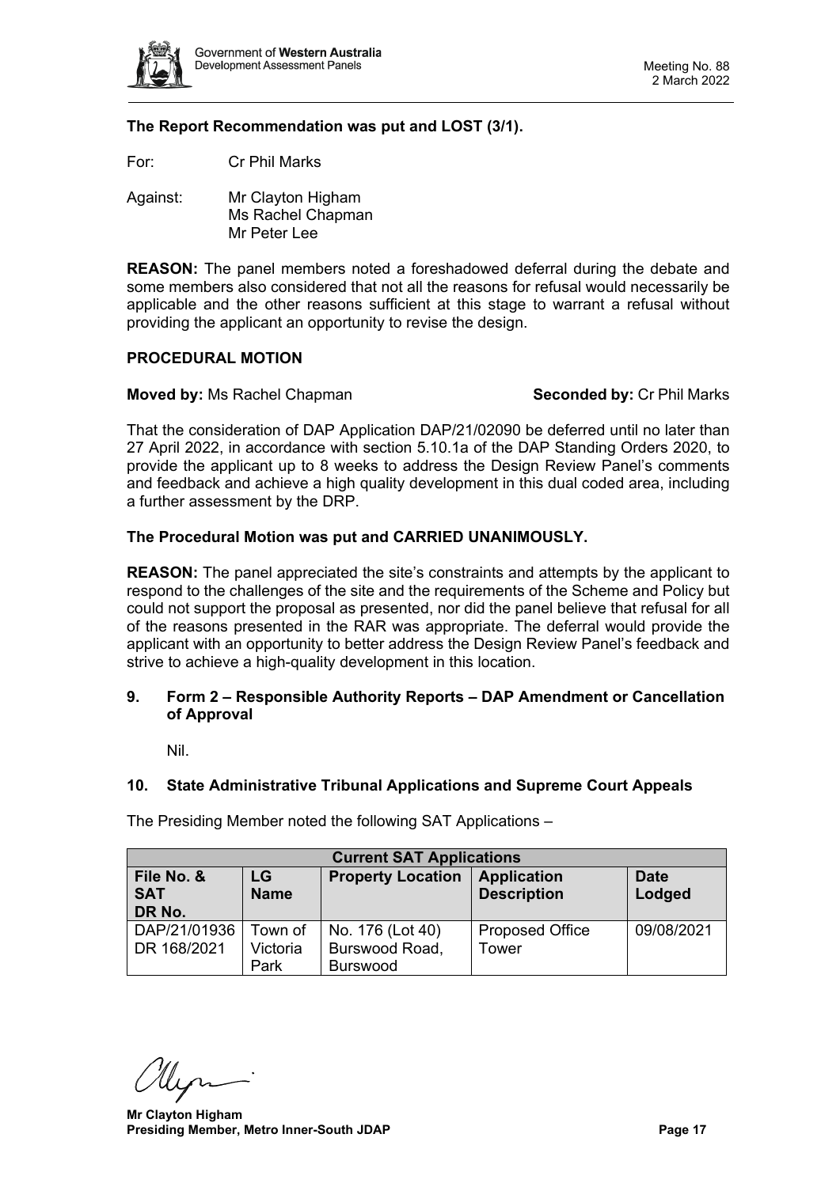**The Report Recommendation was put and LOST (3/1).**

For: Cr Phil Marks

Against: Mr Clayton Higham
Ms Rachel Chapman
Mr Peter Lee

**REASON:** The panel members noted a foreshadowed deferral during the debate and some members also considered that not all the reasons for refusal would necessarily be applicable and the other reasons sufficient at this stage to warrant a refusal without providing the applicant an opportunity to revise the design.

**PROCEDURAL MOTION**

**Moved by:** Ms Rachel Chapman **Seconded by:** Cr Phil Marks

That the consideration of DAP Application DAP/21/02090 be deferred until no later than 27 April 2022, in accordance with section 5.10.1a of the DAP Standing Orders 2020, to provide the applicant up to 8 weeks to address the Design Review Panel's comments and feedback and achieve a high quality development in this dual coded area, including a further assessment by the DRP.

**The Procedural Motion was put and CARRIED UNANIMOUSLY.**

**REASON:** The panel appreciated the site's constraints and attempts by the applicant to respond to the challenges of the site and the requirements of the Scheme and Policy but could not support the proposal as presented, nor did the panel believe that refusal for all of the reasons presented in the RAR was appropriate. The deferral would provide the applicant with an opportunity to better address the Design Review Panel's feedback and strive to achieve a high-quality development in this location.

## 9. Form 2 – Responsible Authority Reports – DAP Amendment or Cancellation of Approval

Nil.

## 10. State Administrative Tribunal Applications and Supreme Court Appeals

The Presiding Member noted the following SAT Applications –

| Current SAT Applications | | | | |
|---|---|---|---|---|
| **File No. & SAT DR No.** | **LG Name** | **Property Location** | **Application Description** | **Date Lodged** |
| DAP/21/01936 DR 168/2021 | Town of Victoria Park | No. 176 (Lot 40) Burswood Road, Burswood | Proposed Office Tower | 09/08/2021 |

**Mr Clayton Higham**
**Presiding Member, Metro Inner-South JDAP**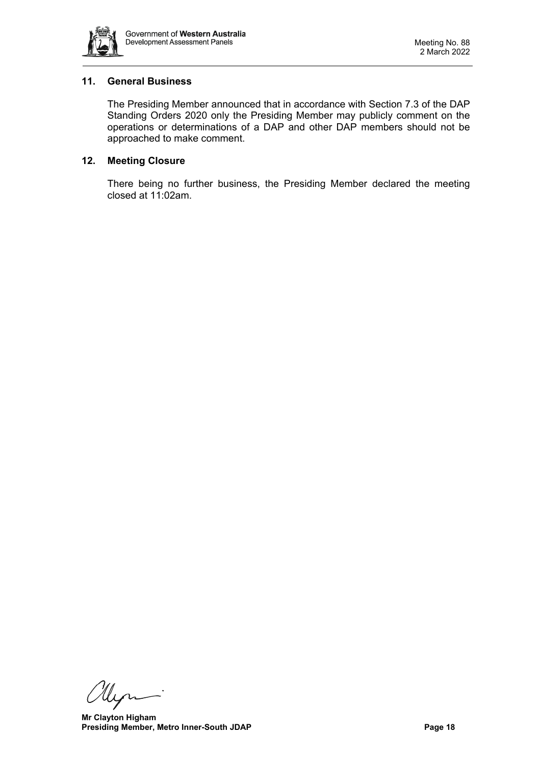## 11. General Business

The Presiding Member announced that in accordance with Section 7.3 of the DAP Standing Orders 2020 only the Presiding Member may publicly comment on the operations or determinations of a DAP and other DAP members should not be approached to make comment.

## 12. Meeting Closure

There being no further business, the Presiding Member declared the meeting closed at 11:02am.

**Mr Clayton Higham**
**Presiding Member, Metro Inner-South JDAP**